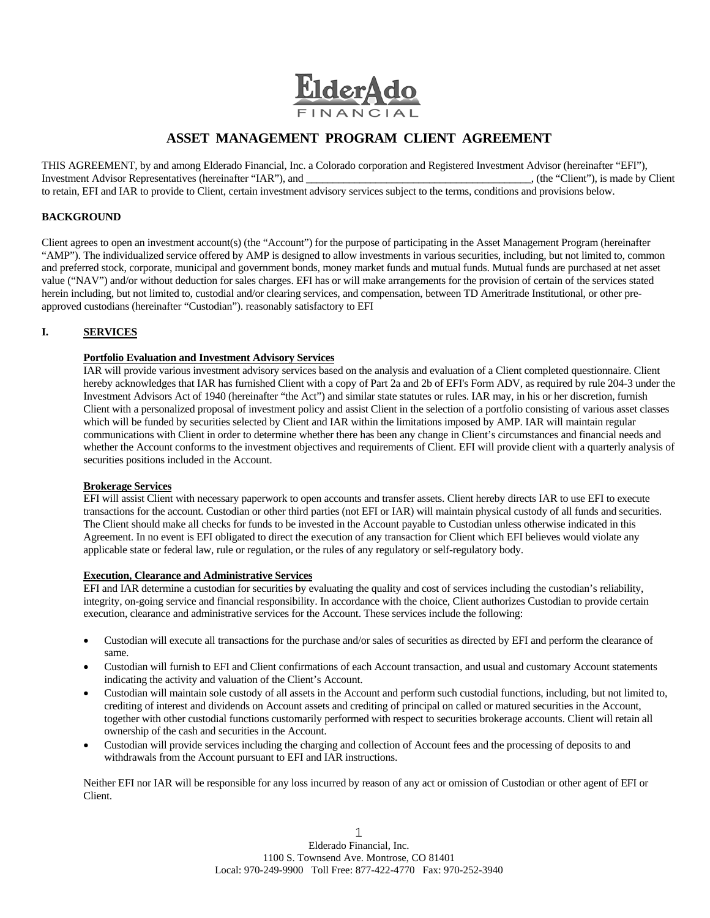# ASSET MANAGEMENT PROGRAM CLIENT AGREEMENT

THIS AGREEMENT, by and among Elderado Financial, Inc. a Colorado corporation and Registered Investment Advisor (hereinafter "EFI"), Investment Advisor Representatives (hereinafter "IAR"), and ___________________________________________, (the "Client"), is made by Client to retain, EFI and IAR to provide to Client, certain investment advisory services subject to the terms, conditions and provisions below.

**BACKGROUND**

Client agrees to open an investment account(s) (the "Account") for the purpose of participating in the Asset Management Program (hereinafter "AMP"). The individualized service offered by AMP is designed to allow investments in various securities, including, but not limited to, common and preferred stock, corporate, municipal and government bonds, money market funds and mutual funds. Mutual funds are purchased at net asset value ("NAV") and/or without deduction for sales charges. EFI has or will make arrangements for the provision of certain of the services stated herein including, but not limited to, custodial and/or clearing services, and compensation, between TD Ameritrade Institutional, or other pre-approved custodians (hereinafter "Custodian"). reasonably satisfactory to EFI

## I. SERVICES

**Portfolio Evaluation and Investment Advisory Services**

IAR will provide various investment advisory services based on the analysis and evaluation of a Client completed questionnaire. Client hereby acknowledges that IAR has furnished Client with a copy of Part 2a and 2b of EFI's Form ADV, as required by rule 204-3 under the Investment Advisors Act of 1940 (hereinafter "the Act") and similar state statutes or rules. IAR may, in his or her discretion, furnish Client with a personalized proposal of investment policy and assist Client in the selection of a portfolio consisting of various asset classes which will be funded by securities selected by Client and IAR within the limitations imposed by AMP. IAR will maintain regular communications with Client in order to determine whether there has been any change in Client's circumstances and financial needs and whether the Account conforms to the investment objectives and requirements of Client. EFI will provide client with a quarterly analysis of securities positions included in the Account.

**Brokerage Services**

EFI will assist Client with necessary paperwork to open accounts and transfer assets. Client hereby directs IAR to use EFI to execute transactions for the account. Custodian or other third parties (not EFI or IAR) will maintain physical custody of all funds and securities. The Client should make all checks for funds to be invested in the Account payable to Custodian unless otherwise indicated in this Agreement. In no event is EFI obligated to direct the execution of any transaction for Client which EFI believes would violate any applicable state or federal law, rule or regulation, or the rules of any regulatory or self-regulatory body.

**Execution, Clearance and Administrative Services**

EFI and IAR determine a custodian for securities by evaluating the quality and cost of services including the custodian's reliability, integrity, on-going service and financial responsibility. In accordance with the choice, Client authorizes Custodian to provide certain execution, clearance and administrative services for the Account. These services include the following:

- Custodian will execute all transactions for the purchase and/or sales of securities as directed by EFI and perform the clearance of same.
- Custodian will furnish to EFI and Client confirmations of each Account transaction, and usual and customary Account statements indicating the activity and valuation of the Client's Account.
- Custodian will maintain sole custody of all assets in the Account and perform such custodial functions, including, but not limited to, crediting of interest and dividends on Account assets and crediting of principal on called or matured securities in the Account, together with other custodial functions customarily performed with respect to securities brokerage accounts. Client will retain all ownership of the cash and securities in the Account.
- Custodian will provide services including the charging and collection of Account fees and the processing of deposits to and withdrawals from the Account pursuant to EFI and IAR instructions.

Neither EFI nor IAR will be responsible for any loss incurred by reason of any act or omission of Custodian or other agent of EFI or Client.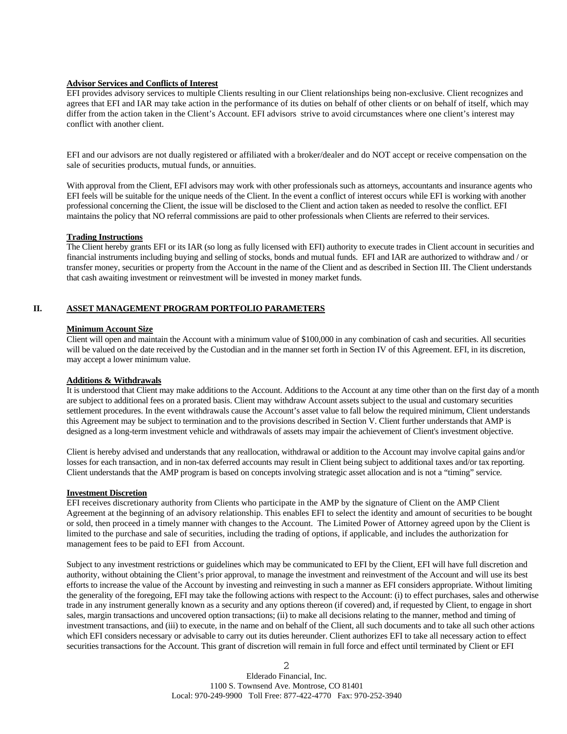**Advisor Services and Conflicts of Interest**

EFI provides advisory services to multiple Clients resulting in our Client relationships being non-exclusive. Client recognizes and agrees that EFI and IAR may take action in the performance of its duties on behalf of other clients or on behalf of itself, which may differ from the action taken in the Client's Account. EFI advisors strive to avoid circumstances where one client's interest may conflict with another client.

EFI and our advisors are not dually registered or affiliated with a broker/dealer and do NOT accept or receive compensation on the sale of securities products, mutual funds, or annuities.

With approval from the Client, EFI advisors may work with other professionals such as attorneys, accountants and insurance agents who EFI feels will be suitable for the unique needs of the Client. In the event a conflict of interest occurs while EFI is working with another professional concerning the Client, the issue will be disclosed to the Client and action taken as needed to resolve the conflict. EFI maintains the policy that NO referral commissions are paid to other professionals when Clients are referred to their services.

**Trading Instructions**

The Client hereby grants EFI or its IAR (so long as fully licensed with EFI) authority to execute trades in Client account in securities and financial instruments including buying and selling of stocks, bonds and mutual funds. EFI and IAR are authorized to withdraw and / or transfer money, securities or property from the Account in the name of the Client and as described in Section III. The Client understands that cash awaiting investment or reinvestment will be invested in money market funds.

## II. ASSET MANAGEMENT PROGRAM PORTFOLIO PARAMETERS

**Minimum Account Size**

Client will open and maintain the Account with a minimum value of $100,000 in any combination of cash and securities. All securities will be valued on the date received by the Custodian and in the manner set forth in Section IV of this Agreement. EFI, in its discretion, may accept a lower minimum value.

**Additions & Withdrawals**

It is understood that Client may make additions to the Account. Additions to the Account at any time other than on the first day of a month are subject to additional fees on a prorated basis. Client may withdraw Account assets subject to the usual and customary securities settlement procedures. In the event withdrawals cause the Account's asset value to fall below the required minimum, Client understands this Agreement may be subject to termination and to the provisions described in Section V. Client further understands that AMP is designed as a long-term investment vehicle and withdrawals of assets may impair the achievement of Client's investment objective.

Client is hereby advised and understands that any reallocation, withdrawal or addition to the Account may involve capital gains and/or losses for each transaction, and in non-tax deferred accounts may result in Client being subject to additional taxes and/or tax reporting. Client understands that the AMP program is based on concepts involving strategic asset allocation and is not a "timing" service.

**Investment Discretion**

EFI receives discretionary authority from Clients who participate in the AMP by the signature of Client on the AMP Client Agreement at the beginning of an advisory relationship. This enables EFI to select the identity and amount of securities to be bought or sold, then proceed in a timely manner with changes to the Account. The Limited Power of Attorney agreed upon by the Client is limited to the purchase and sale of securities, including the trading of options, if applicable, and includes the authorization for management fees to be paid to EFI from Account.

Subject to any investment restrictions or guidelines which may be communicated to EFI by the Client, EFI will have full discretion and authority, without obtaining the Client's prior approval, to manage the investment and reinvestment of the Account and will use its best efforts to increase the value of the Account by investing and reinvesting in such a manner as EFI considers appropriate. Without limiting the generality of the foregoing, EFI may take the following actions with respect to the Account: (i) to effect purchases, sales and otherwise trade in any instrument generally known as a security and any options thereon (if covered) and, if requested by Client, to engage in short sales, margin transactions and uncovered option transactions; (ii) to make all decisions relating to the manner, method and timing of investment transactions, and (iii) to execute, in the name and on behalf of the Client, all such documents and to take all such other actions which EFI considers necessary or advisable to carry out its duties hereunder. Client authorizes EFI to take all necessary action to effect securities transactions for the Account. This grant of discretion will remain in full force and effect until terminated by Client or EFI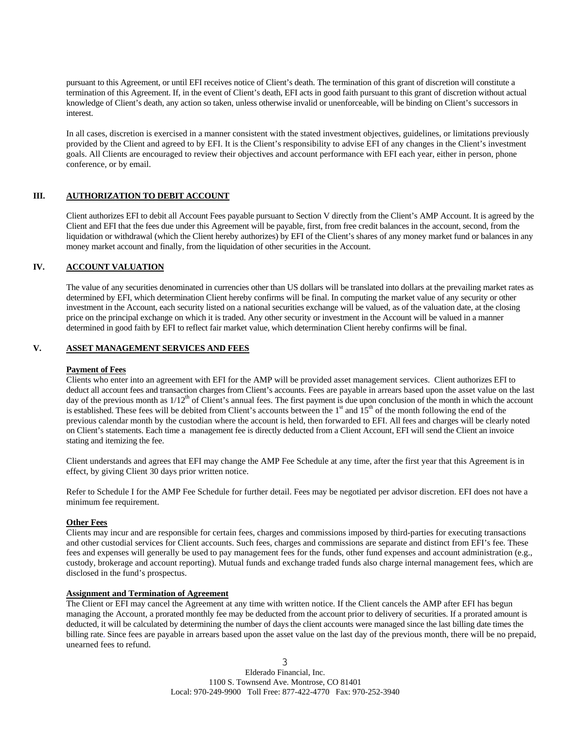pursuant to this Agreement, or until EFI receives notice of Client's death. The termination of this grant of discretion will constitute a termination of this Agreement. If, in the event of Client's death, EFI acts in good faith pursuant to this grant of discretion without actual knowledge of Client's death, any action so taken, unless otherwise invalid or unenforceable, will be binding on Client's successors in interest.

In all cases, discretion is exercised in a manner consistent with the stated investment objectives, guidelines, or limitations previously provided by the Client and agreed to by EFI. It is the Client's responsibility to advise EFI of any changes in the Client's investment goals. All Clients are encouraged to review their objectives and account performance with EFI each year, either in person, phone conference, or by email.

## III. AUTHORIZATION TO DEBIT ACCOUNT

Client authorizes EFI to debit all Account Fees payable pursuant to Section V directly from the Client's AMP Account. It is agreed by the Client and EFI that the fees due under this Agreement will be payable, first, from free credit balances in the account, second, from the liquidation or withdrawal (which the Client hereby authorizes) by EFI of the Client's shares of any money market fund or balances in any money market account and finally, from the liquidation of other securities in the Account.

## IV. ACCOUNT VALUATION

The value of any securities denominated in currencies other than US dollars will be translated into dollars at the prevailing market rates as determined by EFI, which determination Client hereby confirms will be final. In computing the market value of any security or other investment in the Account, each security listed on a national securities exchange will be valued, as of the valuation date, at the closing price on the principal exchange on which it is traded. Any other security or investment in the Account will be valued in a manner determined in good faith by EFI to reflect fair market value, which determination Client hereby confirms will be final.

## V. ASSET MANAGEMENT SERVICES AND FEES

**Payment of Fees**

Clients who enter into an agreement with EFI for the AMP will be provided asset management services. Client authorizes EFI to deduct all account fees and transaction charges from Client's accounts. Fees are payable in arrears based upon the asset value on the last day of the previous month as 1/12th of Client's annual fees. The first payment is due upon conclusion of the month in which the account is established. These fees will be debited from Client's accounts between the 1st and 15th of the month following the end of the previous calendar month by the custodian where the account is held, then forwarded to EFI. All fees and charges will be clearly noted on Client's statements. Each time a management fee is directly deducted from a Client Account, EFI will send the Client an invoice stating and itemizing the fee.

Client understands and agrees that EFI may change the AMP Fee Schedule at any time, after the first year that this Agreement is in effect, by giving Client 30 days prior written notice.

Refer to Schedule I for the AMP Fee Schedule for further detail. Fees may be negotiated per advisor discretion. EFI does not have a minimum fee requirement.

**Other Fees**

Clients may incur and are responsible for certain fees, charges and commissions imposed by third-parties for executing transactions and other custodial services for Client accounts. Such fees, charges and commissions are separate and distinct from EFI's fee. These fees and expenses will generally be used to pay management fees for the funds, other fund expenses and account administration (e.g., custody, brokerage and account reporting). Mutual funds and exchange traded funds also charge internal management fees, which are disclosed in the fund's prospectus.

**Assignment and Termination of Agreement**

The Client or EFI may cancel the Agreement at any time with written notice. If the Client cancels the AMP after EFI has begun managing the Account, a prorated monthly fee may be deducted from the account prior to delivery of securities. If a prorated amount is deducted, it will be calculated by determining the number of days the client accounts were managed since the last billing date times the billing rate. Since fees are payable in arrears based upon the asset value on the last day of the previous month, there will be no prepaid, unearned fees to refund.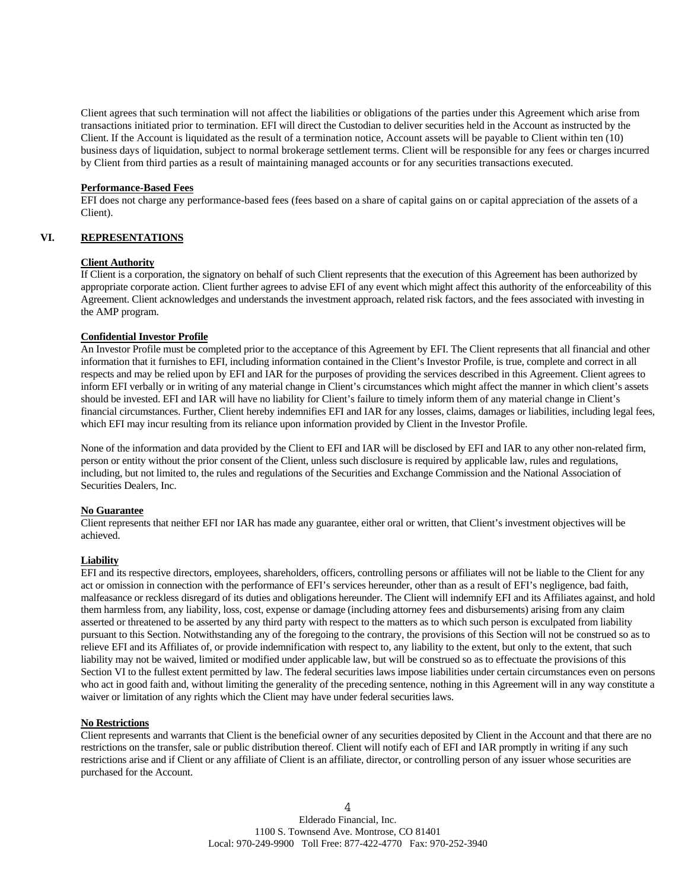Client agrees that such termination will not affect the liabilities or obligations of the parties under this Agreement which arise from transactions initiated prior to termination. EFI will direct the Custodian to deliver securities held in the Account as instructed by the Client. If the Account is liquidated as the result of a termination notice, Account assets will be payable to Client within ten (10) business days of liquidation, subject to normal brokerage settlement terms. Client will be responsible for any fees or charges incurred by Client from third parties as a result of maintaining managed accounts or for any securities transactions executed.

**Performance-Based Fees**

EFI does not charge any performance-based fees (fees based on a share of capital gains on or capital appreciation of the assets of a Client).

## VI. REPRESENTATIONS

**Client Authority**

If Client is a corporation, the signatory on behalf of such Client represents that the execution of this Agreement has been authorized by appropriate corporate action. Client further agrees to advise EFI of any event which might affect this authority of the enforceability of this Agreement. Client acknowledges and understands the investment approach, related risk factors, and the fees associated with investing in the AMP program.

**Confidential Investor Profile**

An Investor Profile must be completed prior to the acceptance of this Agreement by EFI. The Client represents that all financial and other information that it furnishes to EFI, including information contained in the Client's Investor Profile, is true, complete and correct in all respects and may be relied upon by EFI and IAR for the purposes of providing the services described in this Agreement. Client agrees to inform EFI verbally or in writing of any material change in Client's circumstances which might affect the manner in which client's assets should be invested. EFI and IAR will have no liability for Client's failure to timely inform them of any material change in Client's financial circumstances. Further, Client hereby indemnifies EFI and IAR for any losses, claims, damages or liabilities, including legal fees, which EFI may incur resulting from its reliance upon information provided by Client in the Investor Profile.

None of the information and data provided by the Client to EFI and IAR will be disclosed by EFI and IAR to any other non-related firm, person or entity without the prior consent of the Client, unless such disclosure is required by applicable law, rules and regulations, including, but not limited to, the rules and regulations of the Securities and Exchange Commission and the National Association of Securities Dealers, Inc.

**No Guarantee**

Client represents that neither EFI nor IAR has made any guarantee, either oral or written, that Client's investment objectives will be achieved.

**Liability**

EFI and its respective directors, employees, shareholders, officers, controlling persons or affiliates will not be liable to the Client for any act or omission in connection with the performance of EFI's services hereunder, other than as a result of EFI's negligence, bad faith, malfeasance or reckless disregard of its duties and obligations hereunder. The Client will indemnify EFI and its Affiliates against, and hold them harmless from, any liability, loss, cost, expense or damage (including attorney fees and disbursements) arising from any claim asserted or threatened to be asserted by any third party with respect to the matters as to which such person is exculpated from liability pursuant to this Section. Notwithstanding any of the foregoing to the contrary, the provisions of this Section will not be construed so as to relieve EFI and its Affiliates of, or provide indemnification with respect to, any liability to the extent, but only to the extent, that such liability may not be waived, limited or modified under applicable law, but will be construed so as to effectuate the provisions of this Section VI to the fullest extent permitted by law. The federal securities laws impose liabilities under certain circumstances even on persons who act in good faith and, without limiting the generality of the preceding sentence, nothing in this Agreement will in any way constitute a waiver or limitation of any rights which the Client may have under federal securities laws.

**No Restrictions**

Client represents and warrants that Client is the beneficial owner of any securities deposited by Client in the Account and that there are no restrictions on the transfer, sale or public distribution thereof. Client will notify each of EFI and IAR promptly in writing if any such restrictions arise and if Client or any affiliate of Client is an affiliate, director, or controlling person of any issuer whose securities are purchased for the Account.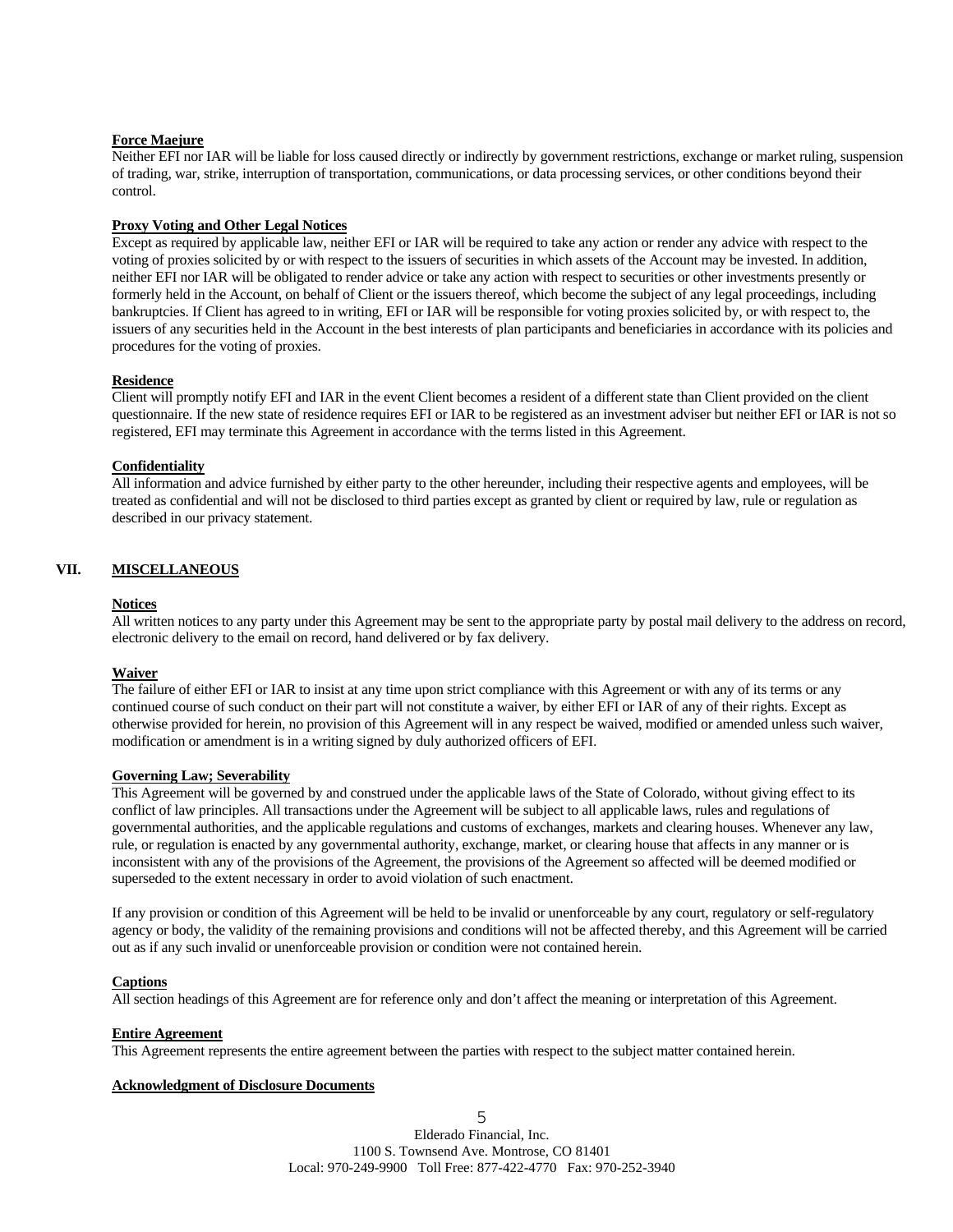**Force Maejure**

Neither EFI nor IAR will be liable for loss caused directly or indirectly by government restrictions, exchange or market ruling, suspension of trading, war, strike, interruption of transportation, communications, or data processing services, or other conditions beyond their control.

**Proxy Voting and Other Legal Notices**

Except as required by applicable law, neither EFI or IAR will be required to take any action or render any advice with respect to the voting of proxies solicited by or with respect to the issuers of securities in which assets of the Account may be invested. In addition, neither EFI nor IAR will be obligated to render advice or take any action with respect to securities or other investments presently or formerly held in the Account, on behalf of Client or the issuers thereof, which become the subject of any legal proceedings, including bankruptcies. If Client has agreed to in writing, EFI or IAR will be responsible for voting proxies solicited by, or with respect to, the issuers of any securities held in the Account in the best interests of plan participants and beneficiaries in accordance with its policies and procedures for the voting of proxies.

**Residence**

Client will promptly notify EFI and IAR in the event Client becomes a resident of a different state than Client provided on the client questionnaire. If the new state of residence requires EFI or IAR to be registered as an investment adviser but neither EFI or IAR is not so registered, EFI may terminate this Agreement in accordance with the terms listed in this Agreement.

**Confidentiality**

All information and advice furnished by either party to the other hereunder, including their respective agents and employees, will be treated as confidential and will not be disclosed to third parties except as granted by client or required by law, rule or regulation as described in our privacy statement.

## VII. MISCELLANEOUS

**Notices**

All written notices to any party under this Agreement may be sent to the appropriate party by postal mail delivery to the address on record, electronic delivery to the email on record, hand delivered or by fax delivery.

**Waiver**

The failure of either EFI or IAR to insist at any time upon strict compliance with this Agreement or with any of its terms or any continued course of such conduct on their part will not constitute a waiver, by either EFI or IAR of any of their rights. Except as otherwise provided for herein, no provision of this Agreement will in any respect be waived, modified or amended unless such waiver, modification or amendment is in a writing signed by duly authorized officers of EFI.

**Governing Law; Severability**

This Agreement will be governed by and construed under the applicable laws of the State of Colorado, without giving effect to its conflict of law principles. All transactions under the Agreement will be subject to all applicable laws, rules and regulations of governmental authorities, and the applicable regulations and customs of exchanges, markets and clearing houses. Whenever any law, rule, or regulation is enacted by any governmental authority, exchange, market, or clearing house that affects in any manner or is inconsistent with any of the provisions of the Agreement, the provisions of the Agreement so affected will be deemed modified or superseded to the extent necessary in order to avoid violation of such enactment.

If any provision or condition of this Agreement will be held to be invalid or unenforceable by any court, regulatory or self-regulatory agency or body, the validity of the remaining provisions and conditions will not be affected thereby, and this Agreement will be carried out as if any such invalid or unenforceable provision or condition were not contained herein.

**Captions**

All section headings of this Agreement are for reference only and don't affect the meaning or interpretation of this Agreement.

**Entire Agreement**

This Agreement represents the entire agreement between the parties with respect to the subject matter contained herein.

**Acknowledgment of Disclosure Documents**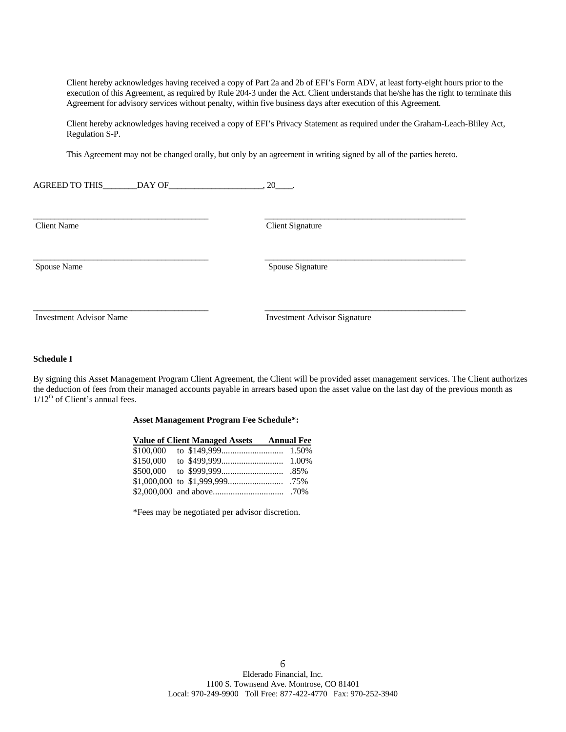Client hereby acknowledges having received a copy of Part 2a and 2b of EFI's Form ADV, at least forty-eight hours prior to the execution of this Agreement, as required by Rule 204-3 under the Act. Client understands that he/she has the right to terminate this Agreement for advisory services without penalty, within five business days after execution of this Agreement.

Client hereby acknowledges having received a copy of EFI's Privacy Statement as required under the Graham-Leach-Bliley Act, Regulation S-P.

This Agreement may not be changed orally, but only by an agreement in writing signed by all of the parties hereto.

AGREED TO THIS________DAY OF_____________________, 20____.

| | |
|---|---|
| ______________________________________ | ______________________________________ |
| Client Name | Client Signature |
| ______________________________________ | ______________________________________ |
| Spouse Name | Spouse Signature |
| ______________________________________ | ______________________________________ |
| Investment Advisor Name | Investment Advisor Signature |

**Schedule I**

By signing this Asset Management Program Client Agreement, the Client will be provided asset management services. The Client authorizes the deduction of fees from their managed accounts payable in arrears based upon the asset value on the last day of the previous month as 1/12th of Client's annual fees.

**Asset Management Program Fee Schedule*:**

| Value of Client Managed Assets | Annual Fee |
|---|---|
| $100,000 to $149,999 | 1.50% |
| $150,000 to $499,999 | 1.00% |
| $500,000 to $999,999 | .85% |
| $1,000,000 to $1,999,999 | .75% |
| $2,000,000 and above | .70% |

*Fees may be negotiated per advisor discretion.

Elderado Financial, Inc.
1100 S. Townsend Ave. Montrose, CO 81401
Local: 970-249-9900 Toll Free: 877-422-4770 Fax: 970-252-3940